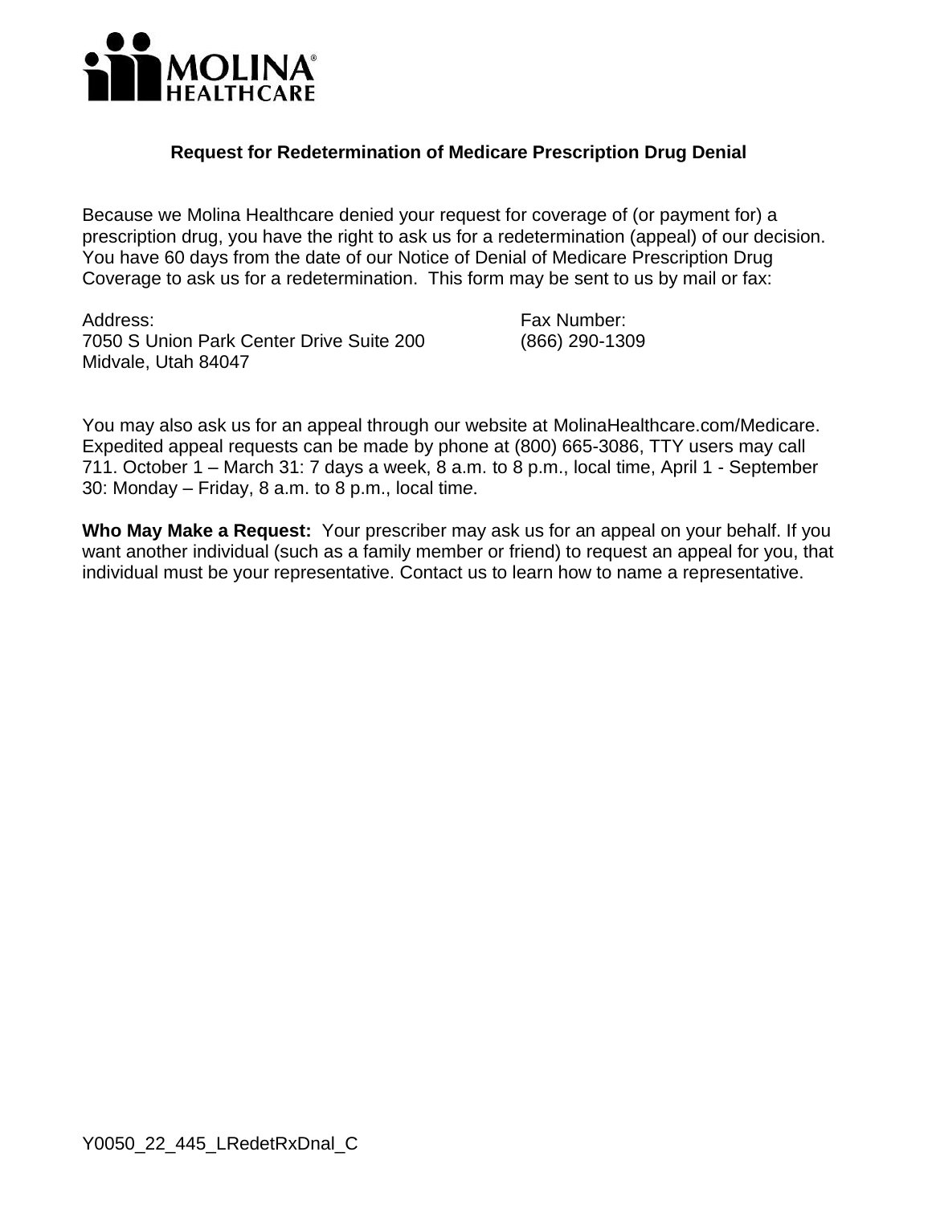MOLINA HEALTHCARE

# Request for Redetermination of Medicare Prescription Drug Denial

Because we Molina Healthcare denied your request for coverage of (or payment for) a prescription drug, you have the right to ask us for a redetermination (appeal) of our decision. You have 60 days from the date of our Notice of Denial of Medicare Prescription Drug Coverage to ask us for a redetermination. This form may be sent to us by mail or fax:

Address:
7050 S Union Park Center Drive Suite 200
Midvale, Utah 84047

Fax Number:
(866) 290-1309

You may also ask us for an appeal through our website at MolinaHealthcare.com/Medicare. Expedited appeal requests can be made by phone at (800) 665-3086, TTY users may call 711. October 1 – March 31: 7 days a week, 8 a.m. to 8 p.m., local time, April 1 - September 30: Monday – Friday, 8 a.m. to 8 p.m., local time.

**Who May Make a Request:** Your prescriber may ask us for an appeal on your behalf. If you want another individual (such as a family member or friend) to request an appeal for you, that individual must be your representative. Contact us to learn how to name a representative.

Y0050_22_445_LRedetRxDnal_C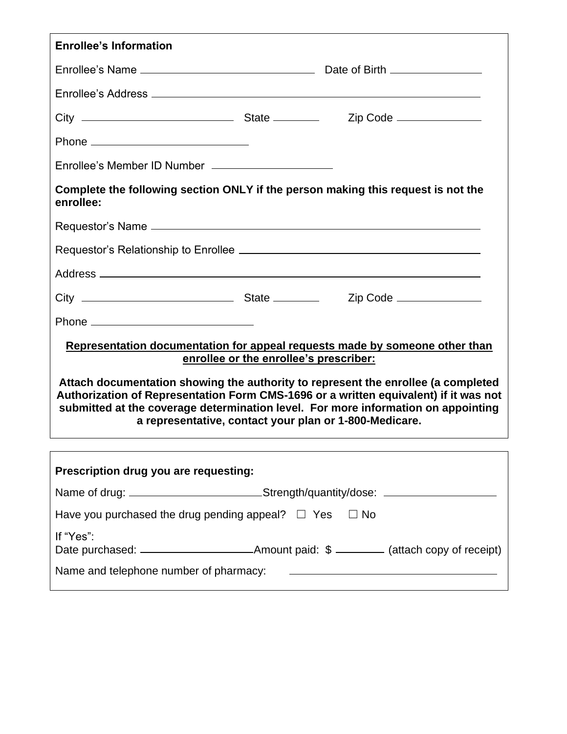**Enrollee's Information**

Enrollee's Name \_\_\_\_\_\_\_\_\_\_\_\_\_\_\_\_\_\_\_\_\_\_\_\_\_\_\_\_\_\_ Date of Birth \_\_\_\_\_\_\_\_\_\_\_\_\_\_\_

Enrollee's Address \_\_\_\_\_\_\_\_\_\_\_\_\_\_\_\_\_\_\_\_\_\_\_\_\_\_\_\_\_\_\_\_\_\_\_\_\_\_\_\_\_\_\_\_\_\_\_\_\_\_\_\_\_\_

City \_\_\_\_\_\_\_\_\_\_\_\_\_\_\_\_\_\_\_\_\_\_\_\_\_\_ State \_\_\_\_\_\_\_\_ Zip Code \_\_\_\_\_\_\_\_\_\_\_\_\_\_\_

Phone \_\_\_\_\_\_\_\_\_\_\_\_\_\_\_\_\_\_\_\_\_\_\_\_\_\_\_

Enrollee's Member ID Number \_\_\_\_\_\_\_\_\_\_\_\_\_\_\_\_\_\_\_\_

**Complete the following section ONLY if the person making this request is not the enrollee:**

Requestor's Name \_\_\_\_\_\_\_\_\_\_\_\_\_\_\_\_\_\_\_\_\_\_\_\_\_\_\_\_\_\_\_\_\_\_\_\_\_\_\_\_\_\_\_\_\_\_\_\_\_\_\_\_\_\_

Requestor's Relationship to Enrollee \_\_\_\_\_\_\_\_\_\_\_\_\_\_\_\_\_\_\_\_\_\_\_\_\_\_\_\_\_\_\_\_\_\_\_\_\_\_\_\_

Address \_\_\_\_\_\_\_\_\_\_\_\_\_\_\_\_\_\_\_\_\_\_\_\_\_\_\_\_\_\_\_\_\_\_\_\_\_\_\_\_\_\_\_\_\_\_\_\_\_\_\_\_\_\_\_\_\_\_\_\_\_\_\_\_

City \_\_\_\_\_\_\_\_\_\_\_\_\_\_\_\_\_\_\_\_\_\_\_\_\_\_ State \_\_\_\_\_\_\_\_ Zip Code \_\_\_\_\_\_\_\_\_\_\_\_\_\_\_

Phone \_\_\_\_\_\_\_\_\_\_\_\_\_\_\_\_\_\_\_\_\_\_\_\_\_\_\_

**<u>Representation documentation for appeal requests made by someone other than enrollee or the enrollee's prescriber:</u>**

**Attach documentation showing the authority to represent the enrollee (a completed Authorization of Representation Form CMS-1696 or a written equivalent) if it was not submitted at the coverage determination level. For more information on appointing a representative, contact your plan or 1-800-Medicare.**

**Prescription drug you are requesting:**

Name of drug: \_\_\_\_\_\_\_\_\_\_\_\_\_\_\_\_\_\_\_\_\_\_\_Strength/quantity/dose: \_\_\_\_\_\_\_\_\_\_\_\_\_\_\_\_\_\_\_

Have you purchased the drug pending appeal? ☐ Yes ☐ No

If "Yes":
Date purchased: \_\_\_\_\_\_\_\_\_\_\_\_\_\_\_\_\_\_\_\_Amount paid: $ \_\_\_\_\_\_\_\_ (attach copy of receipt)

Name and telephone number of pharmacy: \_\_\_\_\_\_\_\_\_\_\_\_\_\_\_\_\_\_\_\_\_\_\_\_\_\_\_\_\_\_\_\_\_\_\_\_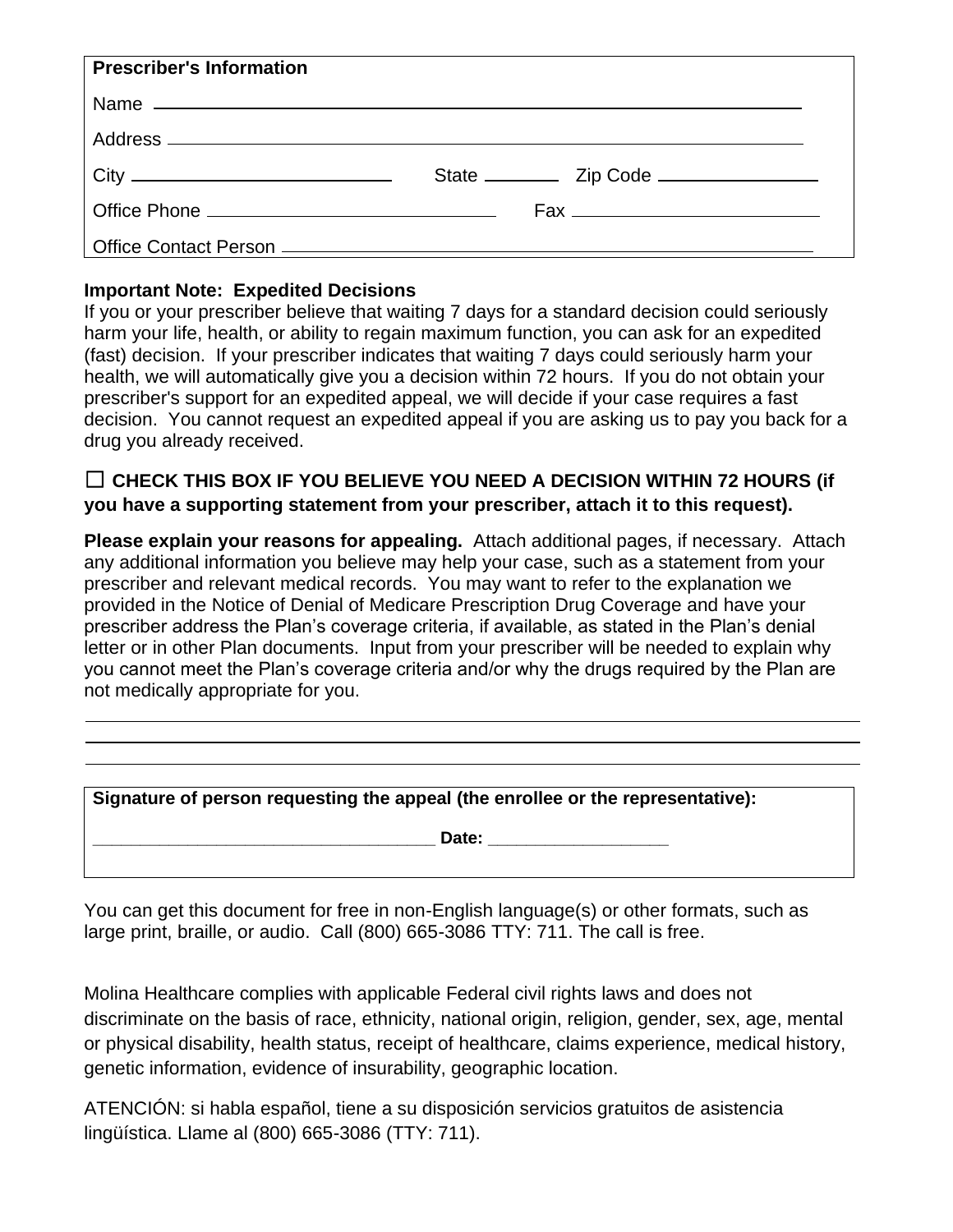**Prescriber's Information**

Name ___________________________________________

Address ___________________________________________

City ______________________ State ________ Zip Code ______________

Office Phone ______________________ Fax ______________________

Office Contact Person ___________________________________________

**Important Note: Expedited Decisions**

If you or your prescriber believe that waiting 7 days for a standard decision could seriously harm your life, health, or ability to regain maximum function, you can ask for an expedited (fast) decision. If your prescriber indicates that waiting 7 days could seriously harm your health, we will automatically give you a decision within 72 hours. If you do not obtain your prescriber's support for an expedited appeal, we will decide if your case requires a fast decision. You cannot request an expedited appeal if you are asking us to pay you back for a drug you already received.

☐ **CHECK THIS BOX IF YOU BELIEVE YOU NEED A DECISION WITHIN 72 HOURS (if you have a supporting statement from your prescriber, attach it to this request).**

**Please explain your reasons for appealing.** Attach additional pages, if necessary. Attach any additional information you believe may help your case, such as a statement from your prescriber and relevant medical records. You may want to refer to the explanation we provided in the Notice of Denial of Medicare Prescription Drug Coverage and have your prescriber address the Plan's coverage criteria, if available, as stated in the Plan's denial letter or in other Plan documents. Input from your prescriber will be needed to explain why you cannot meet the Plan's coverage criteria and/or why the drugs required by the Plan are not medically appropriate for you.

___________________________________________

___________________________________________

___________________________________________

**Signature of person requesting the appeal (the enrollee or the representative):**

**___________________________________ Date: __________________**

You can get this document for free in non-English language(s) or other formats, such as large print, braille, or audio. Call (800) 665-3086 TTY: 711. The call is free.

Molina Healthcare complies with applicable Federal civil rights laws and does not discriminate on the basis of race, ethnicity, national origin, religion, gender, sex, age, mental or physical disability, health status, receipt of healthcare, claims experience, medical history, genetic information, evidence of insurability, geographic location.

ATENCIÓN: si habla español, tiene a su disposición servicios gratuitos de asistencia lingüística. Llame al (800) 665-3086 (TTY: 711).